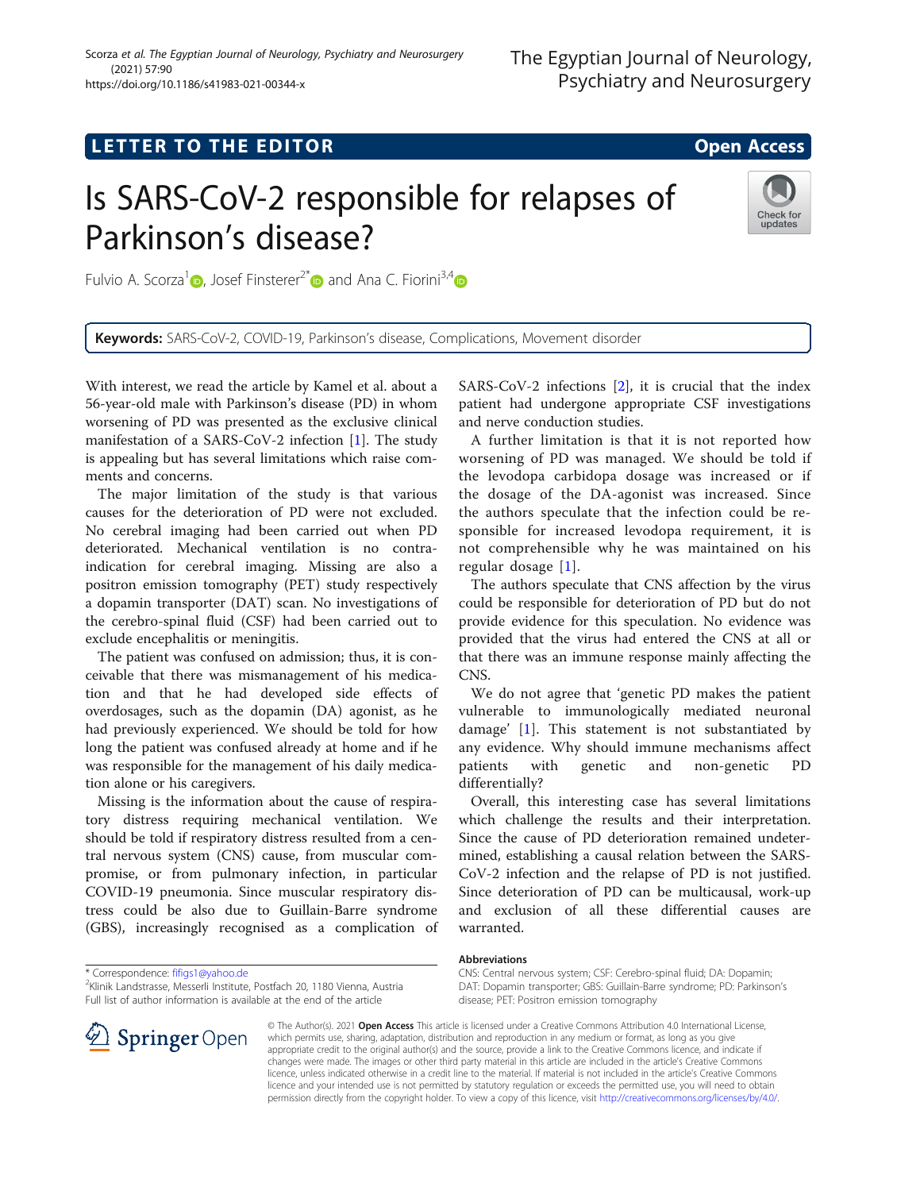LETTER TO THE EDITOR

Open Access

# Is SARS-CoV-2 responsible for relapses of Parkinson's disease?

Fulvio A. Scorza[1], Josef Finsterer[2*] and Ana C. Fiorini[3,4]

**Keywords:** SARS-CoV-2, COVID-19, Parkinson's disease, Complications, Movement disorder

With interest, we read the article by Kamel et al. about a 56-year-old male with Parkinson's disease (PD) in whom worsening of PD was presented as the exclusive clinical manifestation of a SARS-CoV-2 infection [1]. The study is appealing but has several limitations which raise comments and concerns.

The major limitation of the study is that various causes for the deterioration of PD were not excluded. No cerebral imaging had been carried out when PD deteriorated. Mechanical ventilation is no contra-indication for cerebral imaging. Missing are also a positron emission tomography (PET) study respectively a dopamin transporter (DAT) scan. No investigations of the cerebro-spinal fluid (CSF) had been carried out to exclude encephalitis or meningitis.

The patient was confused on admission; thus, it is conceivable that there was mismanagement of his medication and that he had developed side effects of overdosages, such as the dopamin (DA) agonist, as he had previously experienced. We should be told for how long the patient was confused already at home and if he was responsible for the management of his daily medication alone or his caregivers.

Missing is the information about the cause of respiratory distress requiring mechanical ventilation. We should be told if respiratory distress resulted from a central nervous system (CNS) cause, from muscular compromise, or from pulmonary infection, in particular COVID-19 pneumonia. Since muscular respiratory distress could be also due to Guillain-Barre syndrome (GBS), increasingly recognised as a complication of SARS-CoV-2 infections [2], it is crucial that the index patient had undergone appropriate CSF investigations and nerve conduction studies.

A further limitation is that it is not reported how worsening of PD was managed. We should be told if the levodopa carbidopa dosage was increased or if the dosage of the DA-agonist was increased. Since the authors speculate that the infection could be responsible for increased levodopa requirement, it is not comprehensible why he was maintained on his regular dosage [1].

The authors speculate that CNS affection by the virus could be responsible for deterioration of PD but do not provide evidence for this speculation. No evidence was provided that the virus had entered the CNS at all or that there was an immune response mainly affecting the CNS.

We do not agree that 'genetic PD makes the patient vulnerable to immunologically mediated neuronal damage' [1]. This statement is not substantiated by any evidence. Why should immune mechanisms affect patients with genetic and non-genetic PD differentially?

Overall, this interesting case has several limitations which challenge the results and their interpretation. Since the cause of PD deterioration remained undetermined, establishing a causal relation between the SARS-CoV-2 infection and the relapse of PD is not justified. Since deterioration of PD can be multicausal, work-up and exclusion of all these differential causes are warranted.

## Abbreviations

CNS: Central nervous system; CSF: Cerebro-spinal fluid; DA: Dopamin; DAT: Dopamine transporter; GBS: Guillain-Barre syndrome; PD: Parkinson's disease; PET: Positron emission tomography

\* Correspondence: fifigs1@yahoo.de
[2]Klinik Landstrasse, Messerli Institute, Postfach 20, 1180 Vienna, Austria
Full list of author information is available at the end of the article

© The Author(s). 2021 **Open Access** This article is licensed under a Creative Commons Attribution 4.0 International License, which permits use, sharing, adaptation, distribution and reproduction in any medium or format, as long as you give appropriate credit to the original author(s) and the source, provide a link to the Creative Commons licence, and indicate if changes were made. The images or other third party material in this article are included in the article's Creative Commons licence, unless indicated otherwise in a credit line to the material. If material is not included in the article's Creative Commons licence and your intended use is not permitted by statutory regulation or exceeds the permitted use, you will need to obtain permission directly from the copyright holder. To view a copy of this licence, visit http://creativecommons.org/licenses/by/4.0/.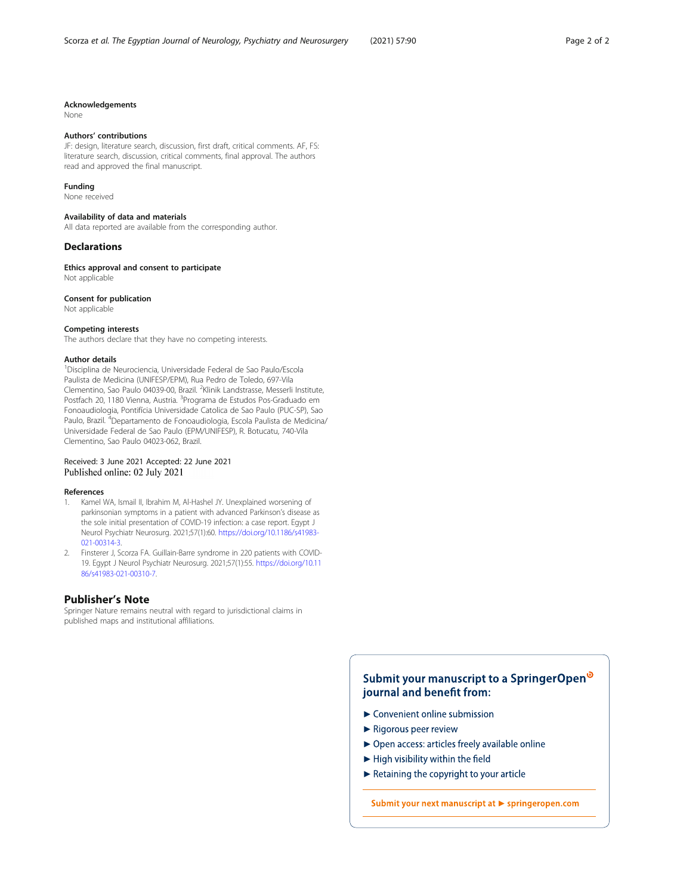### Acknowledgements

None

### Authors' contributions

JF: design, literature search, discussion, first draft, critical comments. AF, FS: literature search, discussion, critical comments, final approval. The authors read and approved the final manuscript.

### Funding

None received

### Availability of data and materials

All data reported are available from the corresponding author.

## Declarations

### Ethics approval and consent to participate

Not applicable

### Consent for publication

Not applicable

### Competing interests

The authors declare that they have no competing interests.

### Author details

[1]Disciplina de Neurociencia, Universidade Federal de Sao Paulo/Escola Paulista de Medicina (UNIFESP/EPM), Rua Pedro de Toledo, 697-Vila Clementino, Sao Paulo 04039-00, Brazil. [2]Klinik Landstrasse, Messerli Institute, Postfach 20, 1180 Vienna, Austria. [3]Programa de Estudos Pos-Graduado em Fonoaudiologia, Pontificia Universidade Catolica de Sao Paulo (PUC-SP), Sao Paulo, Brazil. [4]Departamento de Fonoaudiologia, Escola Paulista de Medicina/ Universidade Federal de Sao Paulo (EPM/UNIFESP), R. Botucatu, 740-Vila Clementino, Sao Paulo 04023-062, Brazil.

Received: 3 June 2021 Accepted: 22 June 2021
Published online: 02 July 2021

### References

1. Kamel WA, Ismail II, Ibrahim M, Al-Hashel JY. Unexplained worsening of parkinsonian symptoms in a patient with advanced Parkinson's disease as the sole initial presentation of COVID-19 infection: a case report. Egypt J Neurol Psychiatr Neurosurg. 2021;57(1):60. https://doi.org/10.1186/s41983-021-00314-3.
2. Finsterer J, Scorza FA. Guillain-Barre syndrome in 220 patients with COVID-19. Egypt J Neurol Psychiatr Neurosurg. 2021;57(1):55. https://doi.org/10.1186/s41983-021-00310-7.

## Publisher's Note

Springer Nature remains neutral with regard to jurisdictional claims in published maps and institutional affiliations.

**Submit your manuscript to a SpringerOpen journal and benefit from:**

- ► Convenient online submission
- ► Rigorous peer review
- ► Open access: articles freely available online
- ► High visibility within the field
- ► Retaining the copyright to your article

Submit your next manuscript at ► springeropen.com